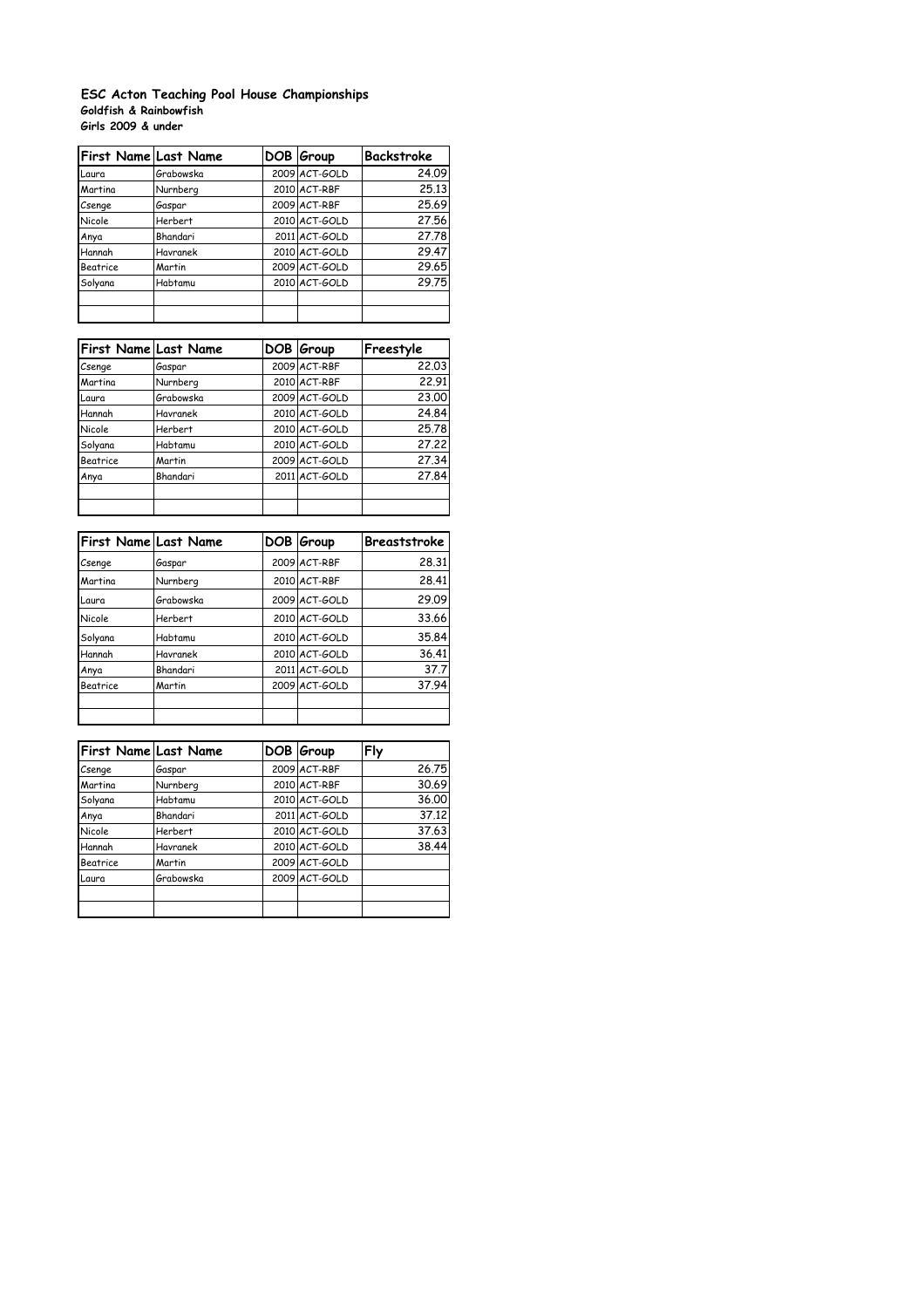**ESC Acton Teaching Pool House Championships**

**Goldfish & Rainbowfish**

**Girls 2009 & under**

| First Name | Last Name | DOB | Group | Backstroke |
|---|---|---|---|---|
| Laura | Grabowska | 2009 | ACT-GOLD | 24.09 |
| Martina | Nurnberg | 2010 | ACT-RBF | 25.13 |
| Csenge | Gaspar | 2009 | ACT-RBF | 25.69 |
| Nicole | Herbert | 2010 | ACT-GOLD | 27.56 |
| Anya | Bhandari | 2011 | ACT-GOLD | 27.78 |
| Hannah | Havranek | 2010 | ACT-GOLD | 29.47 |
| Beatrice | Martin | 2009 | ACT-GOLD | 29.65 |
| Solyana | Habtamu | 2010 | ACT-GOLD | 29.75 |
| | | | | |
| | | | | |

| First Name | Last Name | DOB | Group | Freestyle |
|---|---|---|---|---|
| Csenge | Gaspar | 2009 | ACT-RBF | 22.03 |
| Martina | Nurnberg | 2010 | ACT-RBF | 22.91 |
| Laura | Grabowska | 2009 | ACT-GOLD | 23.00 |
| Hannah | Havranek | 2010 | ACT-GOLD | 24.84 |
| Nicole | Herbert | 2010 | ACT-GOLD | 25.78 |
| Solyana | Habtamu | 2010 | ACT-GOLD | 27.22 |
| Beatrice | Martin | 2009 | ACT-GOLD | 27.34 |
| Anya | Bhandari | 2011 | ACT-GOLD | 27.84 |
| | | | | |
| | | | | |

| First Name | Last Name | DOB | Group | Breaststroke |
|---|---|---|---|---|
| Csenge | Gaspar | 2009 | ACT-RBF | 28.31 |
| Martina | Nurnberg | 2010 | ACT-RBF | 28.41 |
| Laura | Grabowska | 2009 | ACT-GOLD | 29.09 |
| Nicole | Herbert | 2010 | ACT-GOLD | 33.66 |
| Solyana | Habtamu | 2010 | ACT-GOLD | 35.84 |
| Hannah | Havranek | 2010 | ACT-GOLD | 36.41 |
| Anya | Bhandari | 2011 | ACT-GOLD | 37.7 |
| Beatrice | Martin | 2009 | ACT-GOLD | 37.94 |
| | | | | |
| | | | | |

| First Name | Last Name | DOB | Group | Fly |
|---|---|---|---|---|
| Csenge | Gaspar | 2009 | ACT-RBF | 26.75 |
| Martina | Nurnberg | 2010 | ACT-RBF | 30.69 |
| Solyana | Habtamu | 2010 | ACT-GOLD | 36.00 |
| Anya | Bhandari | 2011 | ACT-GOLD | 37.12 |
| Nicole | Herbert | 2010 | ACT-GOLD | 37.63 |
| Hannah | Havranek | 2010 | ACT-GOLD | 38.44 |
| Beatrice | Martin | 2009 | ACT-GOLD | |
| Laura | Grabowska | 2009 | ACT-GOLD | |
| | | | | |
| | | | | |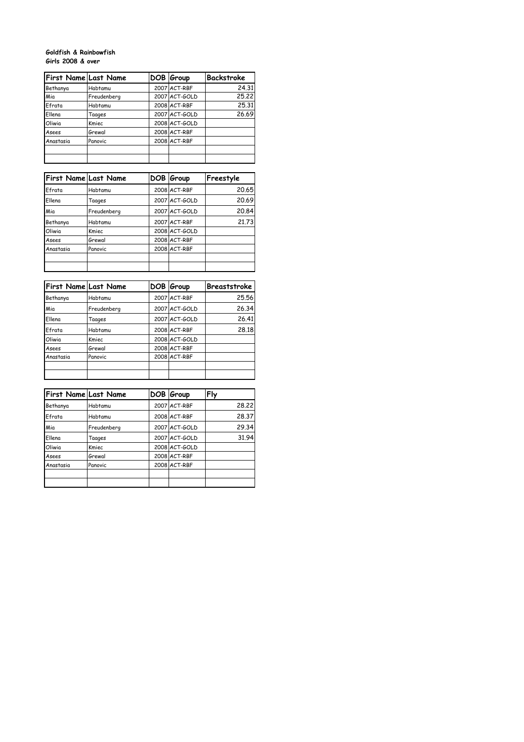**Goldfish & Rainbowfish**
**Girls 2008 & over**

| First Name | Last Name | DOB | Group | Backstroke |
|---|---|---|---|---|
| Bethanya | Habtamu | 2007 | ACT-RBF | 24.31 |
| Mia | Freudenberg | 2007 | ACT-GOLD | 25.22 |
| Efrata | Habtamu | 2008 | ACT-RBF | 25.31 |
| Ellena | Taages | 2007 | ACT-GOLD | 26.69 |
| Oliwia | Kmiec | 2008 | ACT-GOLD | |
| Asees | Grewal | 2008 | ACT-RBF | |
| Anastasia | Panovic | 2008 | ACT-RBF | |
| | | | | |
| | | | | |

| First Name | Last Name | DOB | Group | Freestyle |
|---|---|---|---|---|
| Efrata | Habtamu | 2008 | ACT-RBF | 20.65 |
| Ellena | Taages | 2007 | ACT-GOLD | 20.69 |
| Mia | Freudenberg | 2007 | ACT-GOLD | 20.84 |
| Bethanya | Habtamu | 2007 | ACT-RBF | 21.73 |
| Oliwia | Kmiec | 2008 | ACT-GOLD | |
| Asees | Grewal | 2008 | ACT-RBF | |
| Anastasia | Panovic | 2008 | ACT-RBF | |
| | | | | |
| | | | | |

| First Name | Last Name | DOB | Group | Breaststroke |
|---|---|---|---|---|
| Bethanya | Habtamu | 2007 | ACT-RBF | 25.56 |
| Mia | Freudenberg | 2007 | ACT-GOLD | 26.34 |
| Ellena | Taages | 2007 | ACT-GOLD | 26.41 |
| Efrata | Habtamu | 2008 | ACT-RBF | 28.18 |
| Oliwia | Kmiec | 2008 | ACT-GOLD | |
| Asees | Grewal | 2008 | ACT-RBF | |
| Anastasia | Panovic | 2008 | ACT-RBF | |
| | | | | |
| | | | | |

| First Name | Last Name | DOB | Group | Fly |
|---|---|---|---|---|
| Bethanya | Habtamu | 2007 | ACT-RBF | 28.22 |
| Efrata | Habtamu | 2008 | ACT-RBF | 28.37 |
| Mia | Freudenberg | 2007 | ACT-GOLD | 29.34 |
| Ellena | Taages | 2007 | ACT-GOLD | 31.94 |
| Oliwia | Kmiec | 2008 | ACT-GOLD | |
| Asees | Grewal | 2008 | ACT-RBF | |
| Anastasia | Panovic | 2008 | ACT-RBF | |
| | | | | |
| | | | | |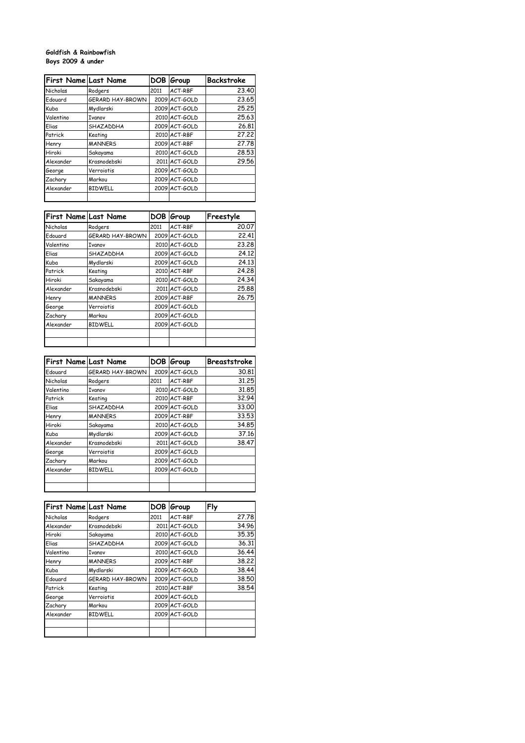**Goldfish & Rainbowfish**
**Boys 2009 & under**

| First Name | Last Name | DOB | Group | Backstroke |
|---|---|---|---|---|
| Nicholas | Rodgers | 2011 | ACT-RBF | 23.40 |
| Edouard | GERARD HAY-BROWN | 2009 | ACT-GOLD | 23.65 |
| Kuba | Mydlarski | 2009 | ACT-GOLD | 25.25 |
| Valentino | Ivanov | 2010 | ACT-GOLD | 25.63 |
| Elias | SHAZADDHA | 2009 | ACT-GOLD | 26.81 |
| Patrick | Keating | 2010 | ACT-RBF | 27.22 |
| Henry | MANNERS | 2009 | ACT-RBF | 27.78 |
| Hiroki | Sakayama | 2010 | ACT-GOLD | 28.53 |
| Alexander | Krasnodebski | 2011 | ACT-GOLD | 29.56 |
| George | Verroiotis | 2009 | ACT-GOLD | |
| Zachary | Markou | 2009 | ACT-GOLD | |
| Alexander | BIDWELL | 2009 | ACT-GOLD | |

| First Name | Last Name | DOB | Group | Freestyle |
|---|---|---|---|---|
| Nicholas | Rodgers | 2011 | ACT-RBF | 20.07 |
| Edouard | GERARD HAY-BROWN | 2009 | ACT-GOLD | 22.41 |
| Valentino | Ivanov | 2010 | ACT-GOLD | 23.28 |
| Elias | SHAZADDHA | 2009 | ACT-GOLD | 24.12 |
| Kuba | Mydlarski | 2009 | ACT-GOLD | 24.13 |
| Patrick | Keating | 2010 | ACT-RBF | 24.28 |
| Hiroki | Sakayama | 2010 | ACT-GOLD | 24.34 |
| Alexander | Krasnodebski | 2011 | ACT-GOLD | 25.88 |
| Henry | MANNERS | 2009 | ACT-RBF | 26.75 |
| George | Verroiotis | 2009 | ACT-GOLD | |
| Zachary | Markou | 2009 | ACT-GOLD | |
| Alexander | BIDWELL | 2009 | ACT-GOLD | |

| First Name | Last Name | DOB | Group | Breaststroke |
|---|---|---|---|---|
| Edouard | GERARD HAY-BROWN | 2009 | ACT-GOLD | 30.81 |
| Nicholas | Rodgers | 2011 | ACT-RBF | 31.25 |
| Valentino | Ivanov | 2010 | ACT-GOLD | 31.85 |
| Patrick | Keating | 2010 | ACT-RBF | 32.94 |
| Elias | SHAZADDHA | 2009 | ACT-GOLD | 33.00 |
| Henry | MANNERS | 2009 | ACT-RBF | 33.53 |
| Hiroki | Sakayama | 2010 | ACT-GOLD | 34.85 |
| Kuba | Mydlarski | 2009 | ACT-GOLD | 37.16 |
| Alexander | Krasnodebski | 2011 | ACT-GOLD | 38.47 |
| George | Verroiotis | 2009 | ACT-GOLD | |
| Zachary | Markou | 2009 | ACT-GOLD | |
| Alexander | BIDWELL | 2009 | ACT-GOLD | |

| First Name | Last Name | DOB | Group | Fly |
|---|---|---|---|---|
| Nicholas | Rodgers | 2011 | ACT-RBF | 27.78 |
| Alexander | Krasnodebski | 2011 | ACT-GOLD | 34.96 |
| Hiroki | Sakayama | 2010 | ACT-GOLD | 35.35 |
| Elias | SHAZADDHA | 2009 | ACT-GOLD | 36.31 |
| Valentino | Ivanov | 2010 | ACT-GOLD | 36.44 |
| Henry | MANNERS | 2009 | ACT-RBF | 38.22 |
| Kuba | Mydlarski | 2009 | ACT-GOLD | 38.44 |
| Edouard | GERARD HAY-BROWN | 2009 | ACT-GOLD | 38.50 |
| Patrick | Keating | 2010 | ACT-RBF | 38.54 |
| George | Verroiotis | 2009 | ACT-GOLD | |
| Zachary | Markou | 2009 | ACT-GOLD | |
| Alexander | BIDWELL | 2009 | ACT-GOLD | |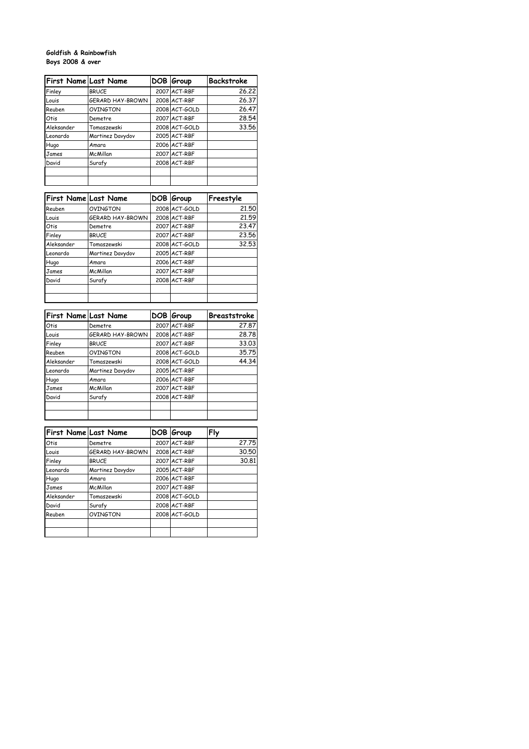**Goldfish & Rainbowfish**
**Boys 2008 & over**

| First Name | Last Name | DOB | Group | Backstroke |
|---|---|---|---|---|
| Finley | BRUCE | 2007 | ACT-RBF | 26.22 |
| Louis | GERARD HAY-BROWN | 2008 | ACT-RBF | 26.37 |
| Reuben | OVINGTON | 2008 | ACT-GOLD | 26.47 |
| Otis | Demetre | 2007 | ACT-RBF | 28.54 |
| Aleksander | Tomaszewski | 2008 | ACT-GOLD | 33.56 |
| Leonardo | Martinez Davydov | 2005 | ACT-RBF | |
| Hugo | Amara | 2006 | ACT-RBF | |
| James | McMillan | 2007 | ACT-RBF | |
| David | Surafy | 2008 | ACT-RBF | |
| | | | | |
| | | | | |

| First Name | Last Name | DOB | Group | Freestyle |
|---|---|---|---|---|
| Reuben | OVINGTON | 2008 | ACT-GOLD | 21.50 |
| Louis | GERARD HAY-BROWN | 2008 | ACT-RBF | 21.59 |
| Otis | Demetre | 2007 | ACT-RBF | 23.47 |
| Finley | BRUCE | 2007 | ACT-RBF | 23.56 |
| Aleksander | Tomaszewski | 2008 | ACT-GOLD | 32.53 |
| Leonardo | Martinez Davydov | 2005 | ACT-RBF | |
| Hugo | Amara | 2006 | ACT-RBF | |
| James | McMillan | 2007 | ACT-RBF | |
| David | Surafy | 2008 | ACT-RBF | |
| | | | | |
| | | | | |

| First Name | Last Name | DOB | Group | Breaststroke |
|---|---|---|---|---|
| Otis | Demetre | 2007 | ACT-RBF | 27.87 |
| Louis | GERARD HAY-BROWN | 2008 | ACT-RBF | 28.78 |
| Finley | BRUCE | 2007 | ACT-RBF | 33.03 |
| Reuben | OVINGTON | 2008 | ACT-GOLD | 35.75 |
| Aleksander | Tomaszewski | 2008 | ACT-GOLD | 44.34 |
| Leonardo | Martinez Davydov | 2005 | ACT-RBF | |
| Hugo | Amara | 2006 | ACT-RBF | |
| James | McMillan | 2007 | ACT-RBF | |
| David | Surafy | 2008 | ACT-RBF | |
| | | | | |
| | | | | |

| First Name | Last Name | DOB | Group | Fly |
|---|---|---|---|---|
| Otis | Demetre | 2007 | ACT-RBF | 27.75 |
| Louis | GERARD HAY-BROWN | 2008 | ACT-RBF | 30.50 |
| Finley | BRUCE | 2007 | ACT-RBF | 30.81 |
| Leonardo | Martinez Davydov | 2005 | ACT-RBF | |
| Hugo | Amara | 2006 | ACT-RBF | |
| James | McMillan | 2007 | ACT-RBF | |
| Aleksander | Tomaszewski | 2008 | ACT-GOLD | |
| David | Surafy | 2008 | ACT-RBF | |
| Reuben | OVINGTON | 2008 | ACT-GOLD | |
| | | | | |
| | | | | |